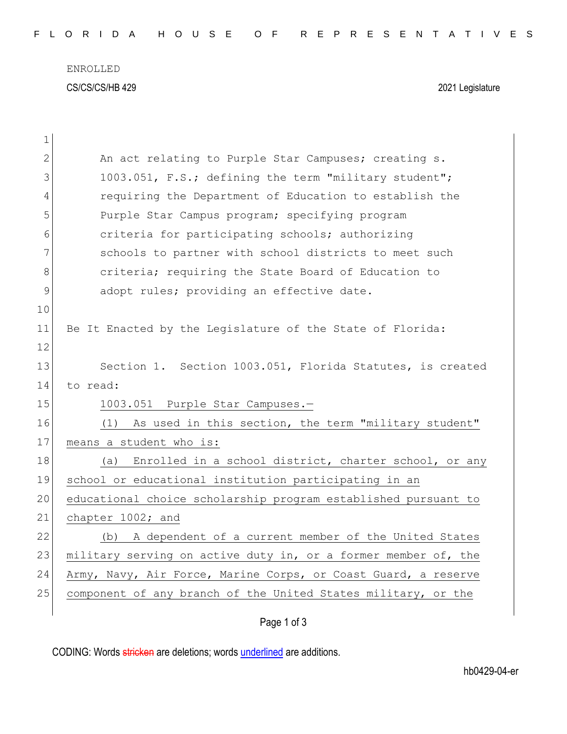ENROLLED

CS/CS/CS/HB 429 2021 Legislature

An act relating to Purple Star Campuses; creating s. 1003.051, F.S.; defining the term "military student"; requiring the Department of Education to establish the Purple Star Campus program; specifying program criteria for participating schools; authorizing schools to partner with school districts to meet such criteria; requiring the State Board of Education to adopt rules; providing an effective date.

Be It Enacted by the Legislature of the State of Florida:

Section 1. Section 1003.051, Florida Statutes, is created to read:

1003.051 Purple Star Campuses.—

(1) As used in this section, the term "military student" means a student who is:

(a) Enrolled in a school district, charter school, or any school or educational institution participating in an educational choice scholarship program established pursuant to chapter 1002; and

(b) A dependent of a current member of the United States military serving on active duty in, or a former member of, the Army, Navy, Air Force, Marine Corps, or Coast Guard, a reserve component of any branch of the United States military, or the

CODING: Words stricken are deletions; words underlined are additions.

hb0429-04-er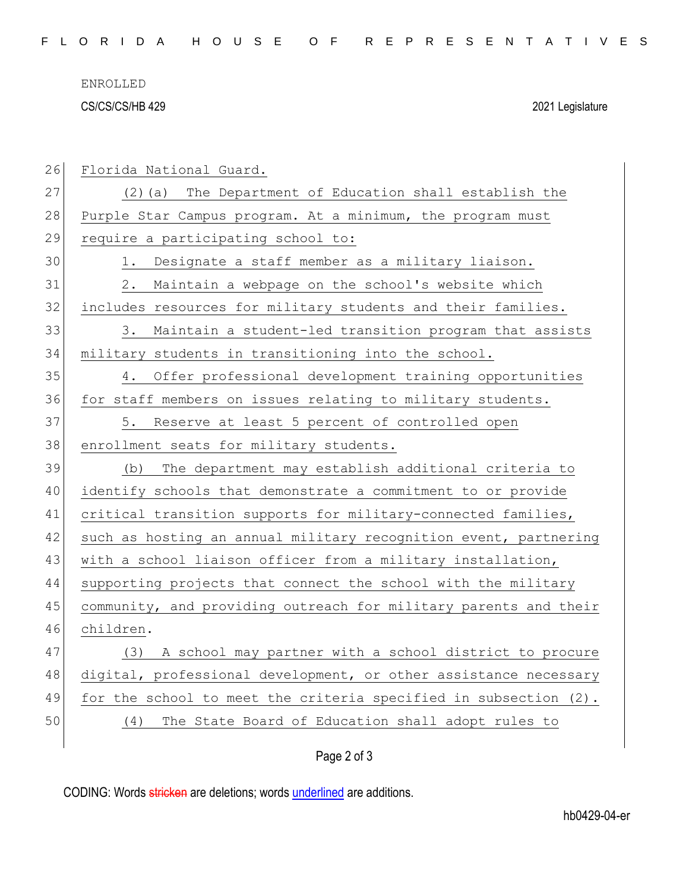Florida National Guard.

(2)(a) The Department of Education shall establish the Purple Star Campus program. At a minimum, the program must require a participating school to:

1. Designate a staff member as a military liaison.

2. Maintain a webpage on the school's website which includes resources for military students and their families.

3. Maintain a student-led transition program that assists military students in transitioning into the school.

4. Offer professional development training opportunities for staff members on issues relating to military students.

5. Reserve at least 5 percent of controlled open enrollment seats for military students.

(b) The department may establish additional criteria to identify schools that demonstrate a commitment to or provide critical transition supports for military-connected families, such as hosting an annual military recognition event, partnering with a school liaison officer from a military installation, supporting projects that connect the school with the military community, and providing outreach for military parents and their children.

(3) A school may partner with a school district to procure digital, professional development, or other assistance necessary for the school to meet the criteria specified in subsection (2).

(4) The State Board of Education shall adopt rules to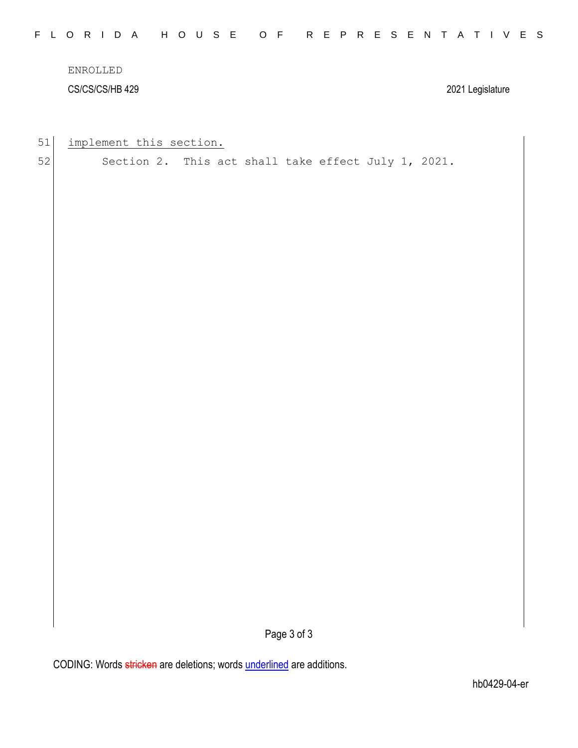ENROLLED

CS/CS/CS/HB 429 2021 Legislature

51 implement this section.

52 Section 2. This act shall take effect July 1, 2021.

CODING: Words ~~stricken~~ are deletions; words underlined are additions.

hb0429-04-er